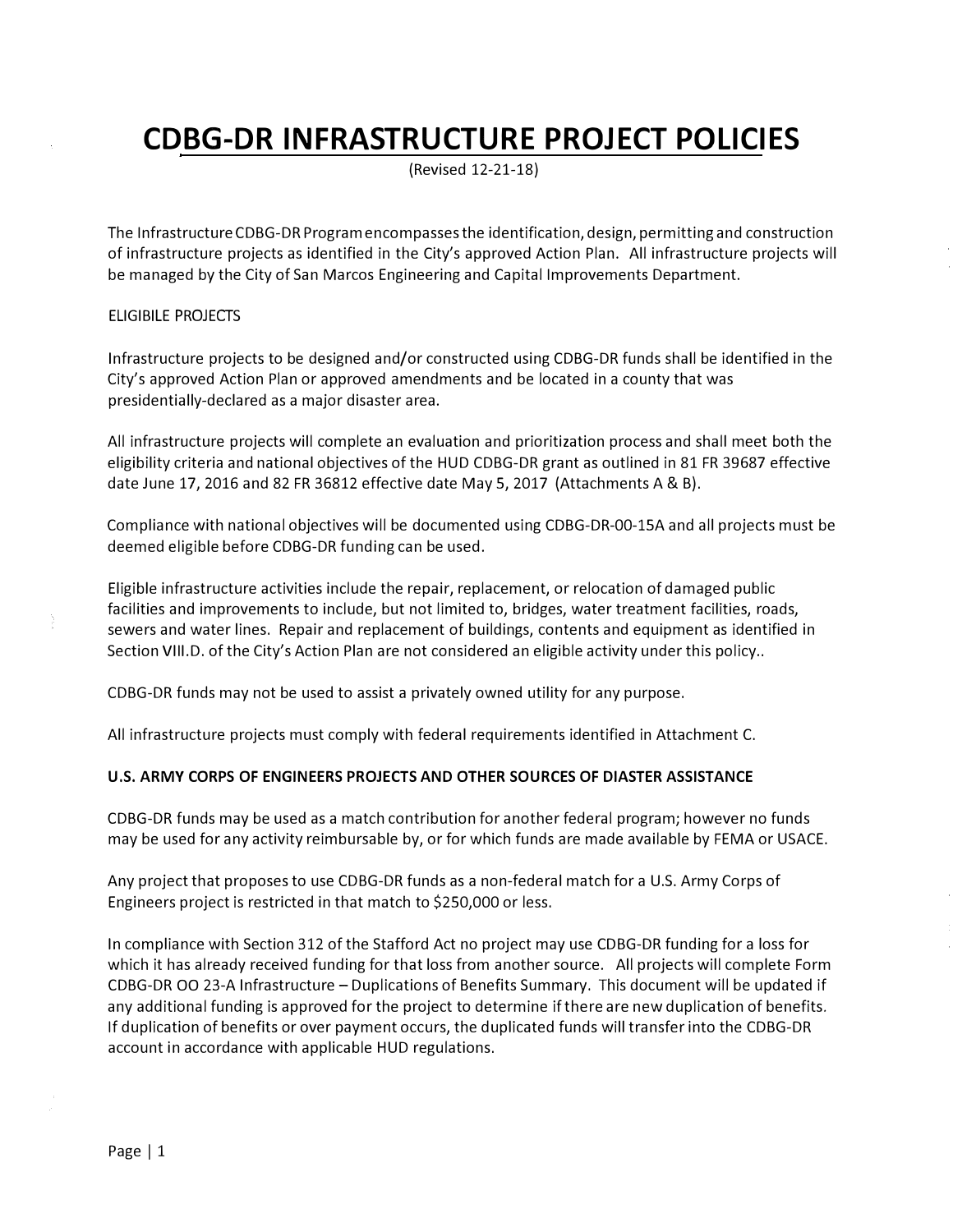# CDBG-DR INFRASTRUCTURE PROJECT POLICIES

(Revised 12-21-18)

The Infrastructure CDBG-DR Program encompasses the identification, design, permitting and construction of infrastructure projects as identified in the City's approved Action Plan. All infrastructure projects will be managed by the City of San Marcos Engineering and Capital Improvements Department.

ELIGIBILE PROJECTS

Infrastructure projects to be designed and/or constructed using CDBG-DR funds shall be identified in the City's approved Action Plan or approved amendments and be located in a county that was presidentially-declared as a major disaster area.

All infrastructure projects will complete an evaluation and prioritization process and shall meet both the eligibility criteria and national objectives of the HUD CDBG-DR grant as outlined in 81 FR 39687 effective date June 17, 2016 and 82 FR 36812 effective date May 5, 2017 (Attachments A & B).

Compliance with national objectives will be documented using CDBG-DR-00-15A and all projects must be deemed eligible before CDBG-DR funding can be used.

Eligible infrastructure activities include the repair, replacement, or relocation of damaged public facilities and improvements to include, but not limited to, bridges, water treatment facilities, roads, sewers and water lines. Repair and replacement of buildings, contents and equipment as identified in Section VIII.D. of the City's Action Plan are not considered an eligible activity under this policy..

CDBG-DR funds may not be used to assist a privately owned utility for any purpose.

All infrastructure projects must comply with federal requirements identified in Attachment C.

**U.S. ARMY CORPS OF ENGINEERS PROJECTS AND OTHER SOURCES OF DIASTER ASSISTANCE**

CDBG-DR funds may be used as a match contribution for another federal program; however no funds may be used for any activity reimbursable by, or for which funds are made available by FEMA or USACE.

Any project that proposes to use CDBG-DR funds as a non-federal match for a U.S. Army Corps of Engineers project is restricted in that match to $250,000 or less.

In compliance with Section 312 of the Stafford Act no project may use CDBG-DR funding for a loss for which it has already received funding for that loss from another source. All projects will complete Form CDBG-DR OO 23-A Infrastructure – Duplications of Benefits Summary. This document will be updated if any additional funding is approved for the project to determine if there are new duplication of benefits. If duplication of benefits or over payment occurs, the duplicated funds will transfer into the CDBG-DR account in accordance with applicable HUD regulations.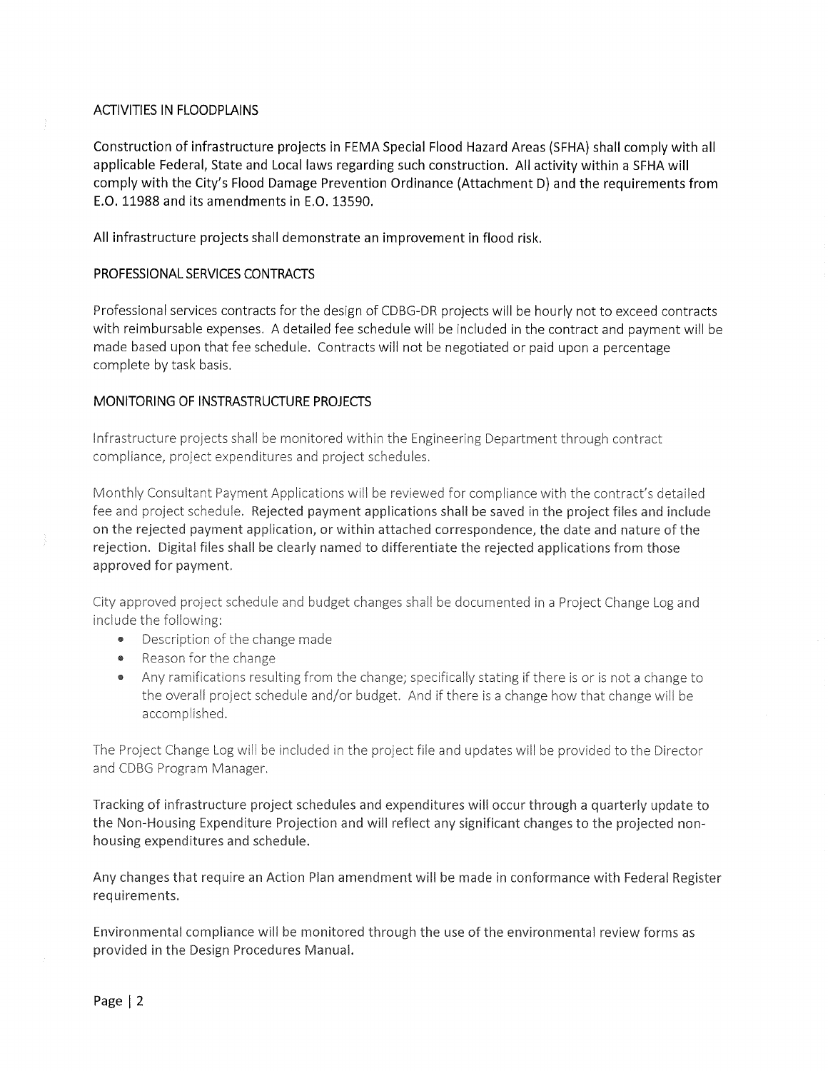## ACTIVITIES IN FLOODPLAINS

Construction of infrastructure projects in FEMA Special Flood Hazard Areas (SFHA) shall comply with all applicable Federal, State and Local laws regarding such construction. All activity within a SFHA will comply with the City's Flood Damage Prevention Ordinance (Attachment D) and the requirements from E.O. 11988 and its amendments in E.O. 13590.

All infrastructure projects shall demonstrate an improvement in flood risk.

## PROFESSIONAL SERVICES CONTRACTS

Professional services contracts for the design of CDBG-DR projects will be hourly not to exceed contracts with reimbursable expenses. A detailed fee schedule will be included in the contract and payment will be made based upon that fee schedule. Contracts will not be negotiated or paid upon a percentage complete by task basis.

## MONITORING OF INSTRASTRUCTURE PROJECTS

Infrastructure projects shall be monitored within the Engineering Department through contract compliance, project expenditures and project schedules.

Monthly Consultant Payment Applications will be reviewed for compliance with the contract's detailed fee and project schedule. Rejected payment applications shall be saved in the project files and include on the rejected payment application, or within attached correspondence, the date and nature of the rejection. Digital files shall be clearly named to differentiate the rejected applications from those approved for payment.

City approved project schedule and budget changes shall be documented in a Project Change Log and include the following:

- Description of the change made
- Reason for the change
- Any ramifications resulting from the change; specifically stating if there is or is not a change to the overall project schedule and/or budget. And if there is a change how that change will be accomplished.

The Project Change Log will be included in the project file and updates will be provided to the Director and CDBG Program Manager.

Tracking of infrastructure project schedules and expenditures will occur through a quarterly update to the Non-Housing Expenditure Projection and will reflect any significant changes to the projected non-housing expenditures and schedule.

Any changes that require an Action Plan amendment will be made in conformance with Federal Register requirements.

Environmental compliance will be monitored through the use of the environmental review forms as provided in the Design Procedures Manual.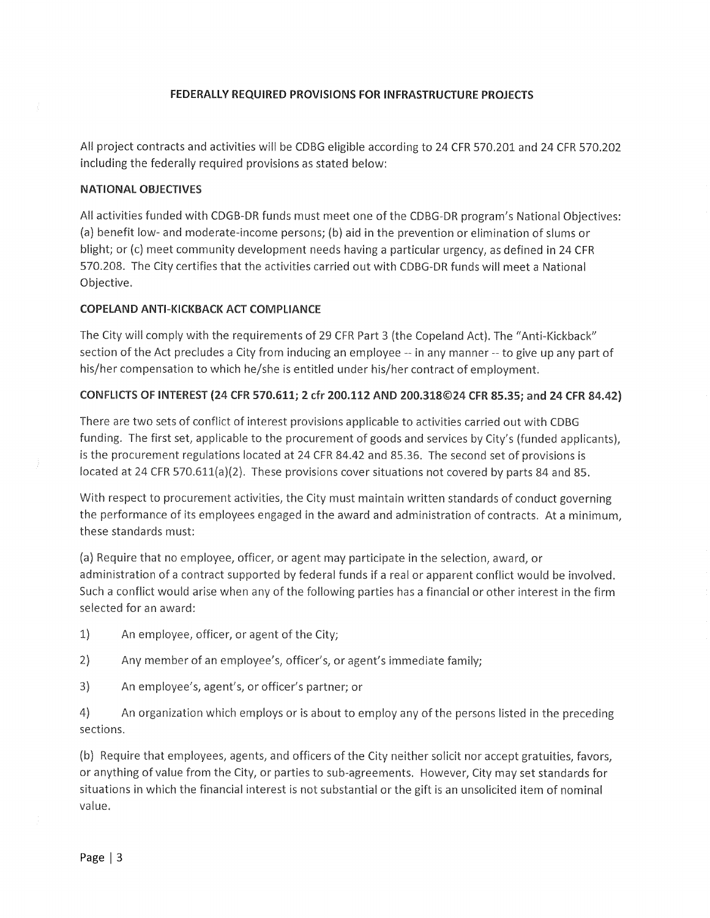## FEDERALLY REQUIRED PROVISIONS FOR INFRASTRUCTURE PROJECTS

All project contracts and activities will be CDBG eligible according to 24 CFR 570.201 and 24 CFR 570.202 including the federally required provisions as stated below:

### NATIONAL OBJECTIVES

All activities funded with CDGB-DR funds must meet one of the CDBG-DR program's National Objectives: (a) benefit low- and moderate-income persons; (b) aid in the prevention or elimination of slums or blight; or (c) meet community development needs having a particular urgency, as defined in 24 CFR 570.208. The City certifies that the activities carried out with CDBG-DR funds will meet a National Objective.

### COPELAND ANTI-KICKBACK ACT COMPLIANCE

The City will comply with the requirements of 29 CFR Part 3 (the Copeland Act). The "Anti-Kickback" section of the Act precludes a City from inducing an employee -- in any manner -- to give up any part of his/her compensation to which he/she is entitled under his/her contract of employment.

### CONFLICTS OF INTEREST (24 CFR 570.611; 2 cfr 200.112 AND 200.318©24 CFR 85.35; and 24 CFR 84.42)

There are two sets of conflict of interest provisions applicable to activities carried out with CDBG funding. The first set, applicable to the procurement of goods and services by City's (funded applicants), is the procurement regulations located at 24 CFR 84.42 and 85.36. The second set of provisions is located at 24 CFR 570.611(a)(2). These provisions cover situations not covered by parts 84 and 85.

With respect to procurement activities, the City must maintain written standards of conduct governing the performance of its employees engaged in the award and administration of contracts. At a minimum, these standards must:

(a) Require that no employee, officer, or agent may participate in the selection, award, or administration of a contract supported by federal funds if a real or apparent conflict would be involved. Such a conflict would arise when any of the following parties has a financial or other interest in the firm selected for an award:

1) An employee, officer, or agent of the City;

2) Any member of an employee's, officer's, or agent's immediate family;

3) An employee's, agent's, or officer's partner; or

4) An organization which employs or is about to employ any of the persons listed in the preceding sections.

(b) Require that employees, agents, and officers of the City neither solicit nor accept gratuities, favors, or anything of value from the City, or parties to sub-agreements. However, City may set standards for situations in which the financial interest is not substantial or the gift is an unsolicited item of nominal value.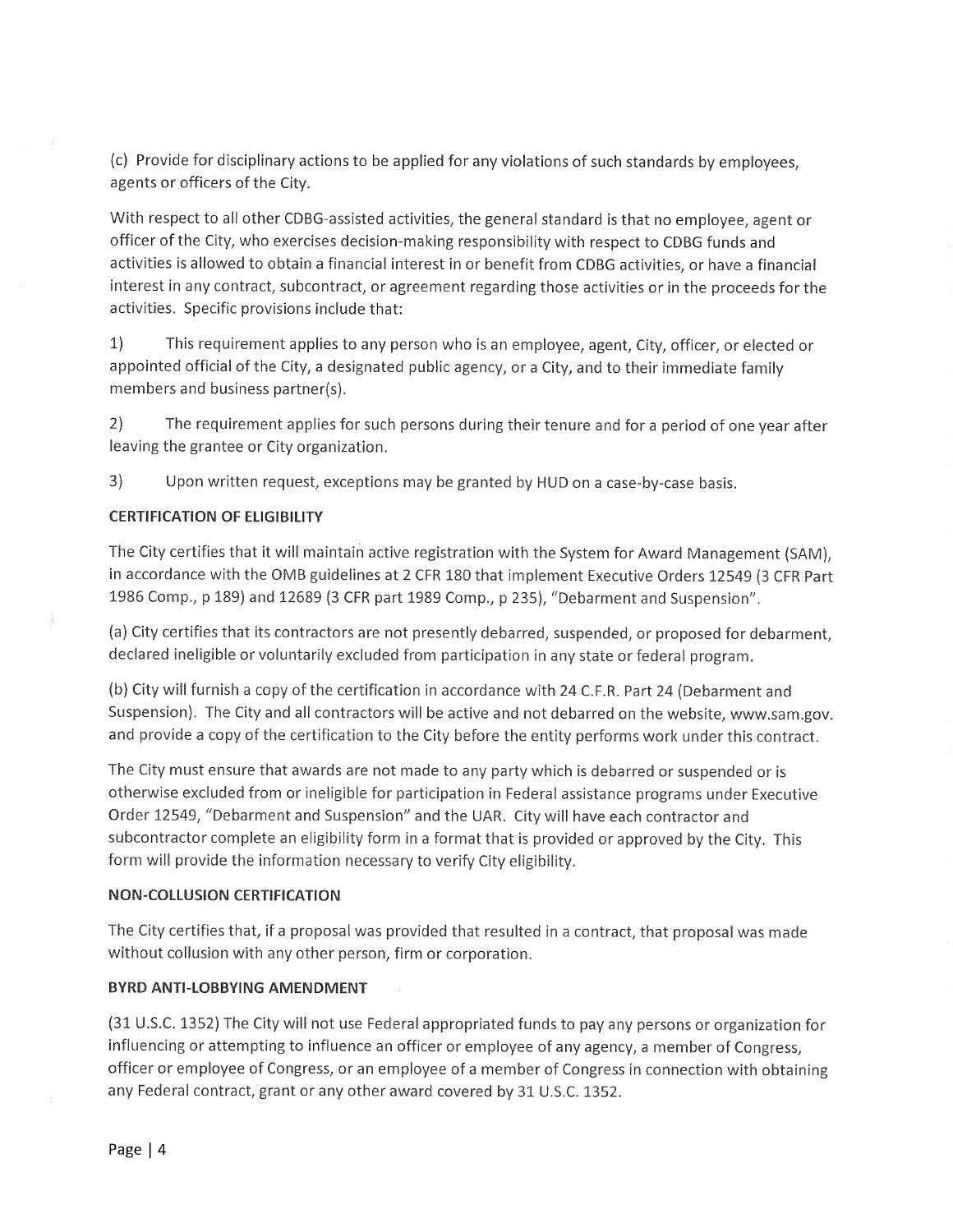(c) Provide for disciplinary actions to be applied for any violations of such standards by employees, agents or officers of the City.

With respect to all other CDBG-assisted activities, the general standard is that no employee, agent or officer of the City, who exercises decision-making responsibility with respect to CDBG funds and activities is allowed to obtain a financial interest in or benefit from CDBG activities, or have a financial interest in any contract, subcontract, or agreement regarding those activities or in the proceeds for the activities. Specific provisions include that:

1) This requirement applies to any person who is an employee, agent, City, officer, or elected or appointed official of the City, a designated public agency, or a City, and to their immediate family members and business partner(s).

2) The requirement applies for such persons during their tenure and for a period of one year after leaving the grantee or City organization.

3) Upon written request, exceptions may be granted by HUD on a case-by-case basis.

**CERTIFICATION OF ELIGIBILITY**

The City certifies that it will maintain active registration with the System for Award Management (SAM), in accordance with the OMB guidelines at 2 CFR 180 that implement Executive Orders 12549 (3 CFR Part 1986 Comp., p 189) and 12689 (3 CFR part 1989 Comp., p 235), "Debarment and Suspension".

(a) City certifies that its contractors are not presently debarred, suspended, or proposed for debarment, declared ineligible or voluntarily excluded from participation in any state or federal program.

(b) City will furnish a copy of the certification in accordance with 24 C.F.R. Part 24 (Debarment and Suspension). The City and all contractors will be active and not debarred on the website, www.sam.gov. and provide a copy of the certification to the City before the entity performs work under this contract.

The City must ensure that awards are not made to any party which is debarred or suspended or is otherwise excluded from or ineligible for participation in Federal assistance programs under Executive Order 12549, "Debarment and Suspension" and the UAR. City will have each contractor and subcontractor complete an eligibility form in a format that is provided or approved by the City. This form will provide the information necessary to verify City eligibility.

**NON-COLLUSION CERTIFICATION**

The City certifies that, if a proposal was provided that resulted in a contract, that proposal was made without collusion with any other person, firm or corporation.

**BYRD ANTI-LOBBYING AMENDMENT**

(31 U.S.C. 1352) The City will not use Federal appropriated funds to pay any persons or organization for influencing or attempting to influence an officer or employee of any agency, a member of Congress, officer or employee of Congress, or an employee of a member of Congress in connection with obtaining any Federal contract, grant or any other award covered by 31 U.S.C. 1352.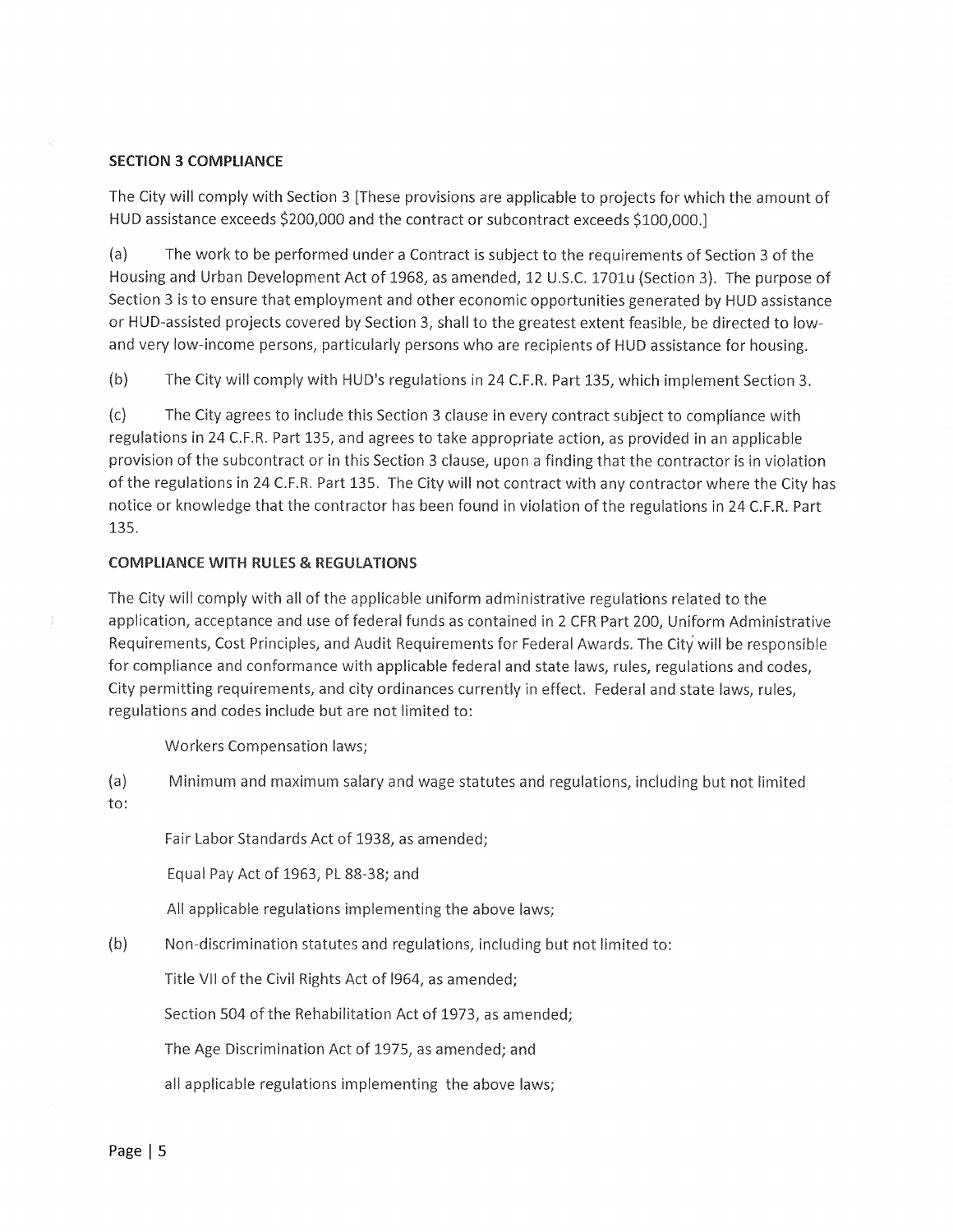**SECTION 3 COMPLIANCE**

The City will comply with Section 3 [These provisions are applicable to projects for which the amount of HUD assistance exceeds $200,000 and the contract or subcontract exceeds $100,000.]

(a) The work to be performed under a Contract is subject to the requirements of Section 3 of the Housing and Urban Development Act of 1968, as amended, 12 U.S.C. 1701u (Section 3). The purpose of Section 3 is to ensure that employment and other economic opportunities generated by HUD assistance or HUD-assisted projects covered by Section 3, shall to the greatest extent feasible, be directed to low- and very low-income persons, particularly persons who are recipients of HUD assistance for housing.

(b) The City will comply with HUD's regulations in 24 C.F.R. Part 135, which implement Section 3.

(c) The City agrees to include this Section 3 clause in every contract subject to compliance with regulations in 24 C.F.R. Part 135, and agrees to take appropriate action, as provided in an applicable provision of the subcontract or in this Section 3 clause, upon a finding that the contractor is in violation of the regulations in 24 C.F.R. Part 135. The City will not contract with any contractor where the City has notice or knowledge that the contractor has been found in violation of the regulations in 24 C.F.R. Part 135.

**COMPLIANCE WITH RULES & REGULATIONS**

The City will comply with all of the applicable uniform administrative regulations related to the application, acceptance and use of federal funds as contained in 2 CFR Part 200, Uniform Administrative Requirements, Cost Principles, and Audit Requirements for Federal Awards. The City will be responsible for compliance and conformance with applicable federal and state laws, rules, regulations and codes, City permitting requirements, and city ordinances currently in effect. Federal and state laws, rules, regulations and codes include but are not limited to:

Workers Compensation laws;

(a) Minimum and maximum salary and wage statutes and regulations, including but not limited to:

Fair Labor Standards Act of 1938, as amended;

Equal Pay Act of 1963, PL 88-38; and

All applicable regulations implementing the above laws;

(b) Non-discrimination statutes and regulations, including but not limited to:

Title VII of the Civil Rights Act of l964, as amended;

Section 504 of the Rehabilitation Act of 1973, as amended;

The Age Discrimination Act of 1975, as amended; and

all applicable regulations implementing the above laws;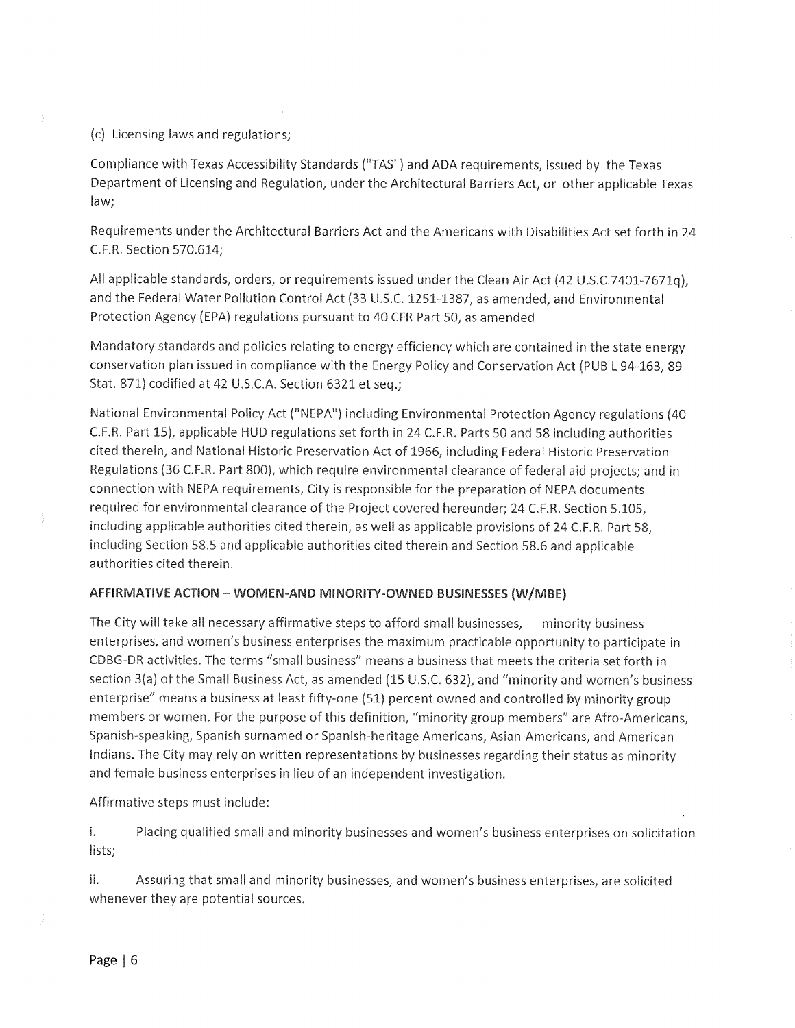(c) Licensing laws and regulations;

Compliance with Texas Accessibility Standards ("TAS") and ADA requirements, issued by the Texas Department of Licensing and Regulation, under the Architectural Barriers Act, or other applicable Texas law;

Requirements under the Architectural Barriers Act and the Americans with Disabilities Act set forth in 24 C.F.R. Section 570.614;

All applicable standards, orders, or requirements issued under the Clean Air Act (42 U.S.C.7401-7671q), and the Federal Water Pollution Control Act (33 U.S.C. 1251-1387, as amended, and Environmental Protection Agency (EPA) regulations pursuant to 40 CFR Part 50, as amended

Mandatory standards and policies relating to energy efficiency which are contained in the state energy conservation plan issued in compliance with the Energy Policy and Conservation Act (PUB L 94-163, 89 Stat. 871) codified at 42 U.S.C.A. Section 6321 et seq.;

National Environmental Policy Act ("NEPA") including Environmental Protection Agency regulations (40 C.F.R. Part 15), applicable HUD regulations set forth in 24 C.F.R. Parts 50 and 58 including authorities cited therein, and National Historic Preservation Act of 1966, including Federal Historic Preservation Regulations (36 C.F.R. Part 800), which require environmental clearance of federal aid projects; and in connection with NEPA requirements, City is responsible for the preparation of NEPA documents required for environmental clearance of the Project covered hereunder; 24 C.F.R. Section 5.105, including applicable authorities cited therein, as well as applicable provisions of 24 C.F.R. Part 58, including Section 58.5 and applicable authorities cited therein and Section 58.6 and applicable authorities cited therein.

**AFFIRMATIVE ACTION – WOMEN-AND MINORITY-OWNED BUSINESSES (W/MBE)**

The City will take all necessary affirmative steps to afford small businesses, minority business enterprises, and women's business enterprises the maximum practicable opportunity to participate in CDBG-DR activities. The terms "small business" means a business that meets the criteria set forth in section 3(a) of the Small Business Act, as amended (15 U.S.C. 632), and "minority and women's business enterprise" means a business at least fifty-one (51) percent owned and controlled by minority group members or women. For the purpose of this definition, "minority group members" are Afro-Americans, Spanish-speaking, Spanish surnamed or Spanish-heritage Americans, Asian-Americans, and American Indians. The City may rely on written representations by businesses regarding their status as minority and female business enterprises in lieu of an independent investigation.

Affirmative steps must include:

i. Placing qualified small and minority businesses and women's business enterprises on solicitation lists;

ii. Assuring that small and minority businesses, and women's business enterprises, are solicited whenever they are potential sources.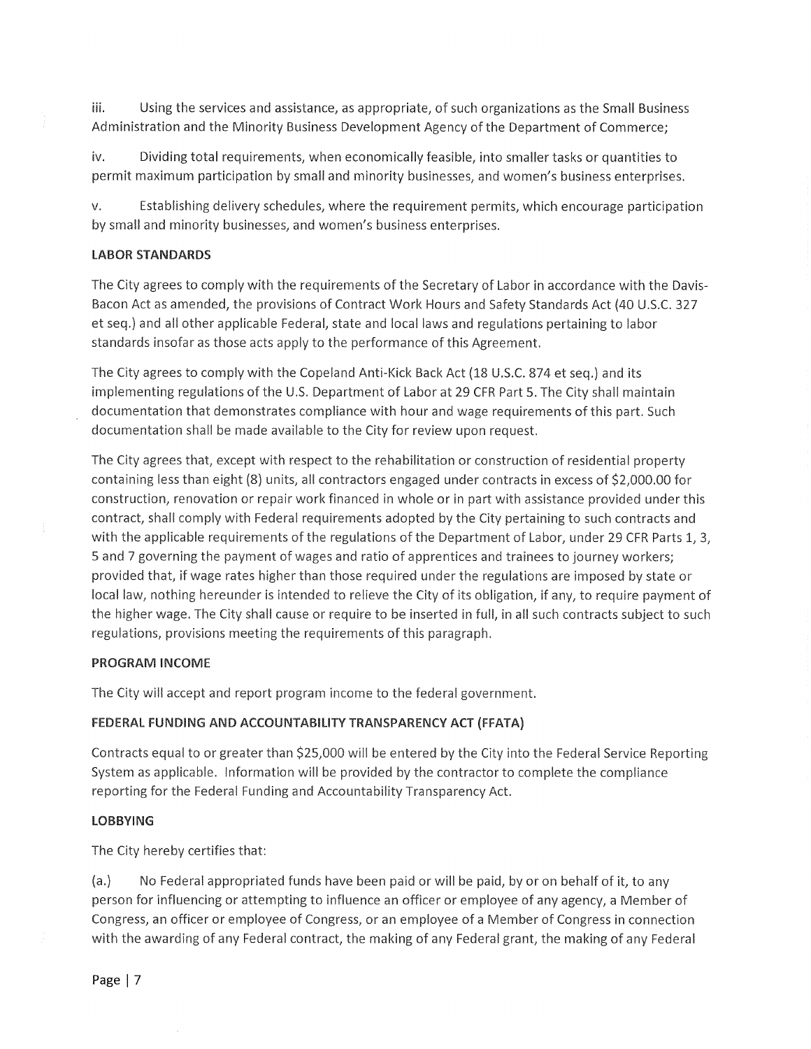iii. Using the services and assistance, as appropriate, of such organizations as the Small Business Administration and the Minority Business Development Agency of the Department of Commerce;

iv. Dividing total requirements, when economically feasible, into smaller tasks or quantities to permit maximum participation by small and minority businesses, and women's business enterprises.

v. Establishing delivery schedules, where the requirement permits, which encourage participation by small and minority businesses, and women's business enterprises.

**LABOR STANDARDS**

The City agrees to comply with the requirements of the Secretary of Labor in accordance with the Davis-Bacon Act as amended, the provisions of Contract Work Hours and Safety Standards Act (40 U.S.C. 327 et seq.) and all other applicable Federal, state and local laws and regulations pertaining to labor standards insofar as those acts apply to the performance of this Agreement.

The City agrees to comply with the Copeland Anti-Kick Back Act (18 U.S.C. 874 et seq.) and its implementing regulations of the U.S. Department of Labor at 29 CFR Part 5. The City shall maintain documentation that demonstrates compliance with hour and wage requirements of this part. Such documentation shall be made available to the City for review upon request.

The City agrees that, except with respect to the rehabilitation or construction of residential property containing less than eight (8) units, all contractors engaged under contracts in excess of $2,000.00 for construction, renovation or repair work financed in whole or in part with assistance provided under this contract, shall comply with Federal requirements adopted by the City pertaining to such contracts and with the applicable requirements of the regulations of the Department of Labor, under 29 CFR Parts 1, 3, 5 and 7 governing the payment of wages and ratio of apprentices and trainees to journey workers; provided that, if wage rates higher than those required under the regulations are imposed by state or local law, nothing hereunder is intended to relieve the City of its obligation, if any, to require payment of the higher wage. The City shall cause or require to be inserted in full, in all such contracts subject to such regulations, provisions meeting the requirements of this paragraph.

**PROGRAM INCOME**

The City will accept and report program income to the federal government.

**FEDERAL FUNDING AND ACCOUNTABILITY TRANSPARENCY ACT (FFATA)**

Contracts equal to or greater than $25,000 will be entered by the City into the Federal Service Reporting System as applicable. Information will be provided by the contractor to complete the compliance reporting for the Federal Funding and Accountability Transparency Act.

**LOBBYING**

The City hereby certifies that:

(a.) No Federal appropriated funds have been paid or will be paid, by or on behalf of it, to any person for influencing or attempting to influence an officer or employee of any agency, a Member of Congress, an officer or employee of Congress, or an employee of a Member of Congress in connection with the awarding of any Federal contract, the making of any Federal grant, the making of any Federal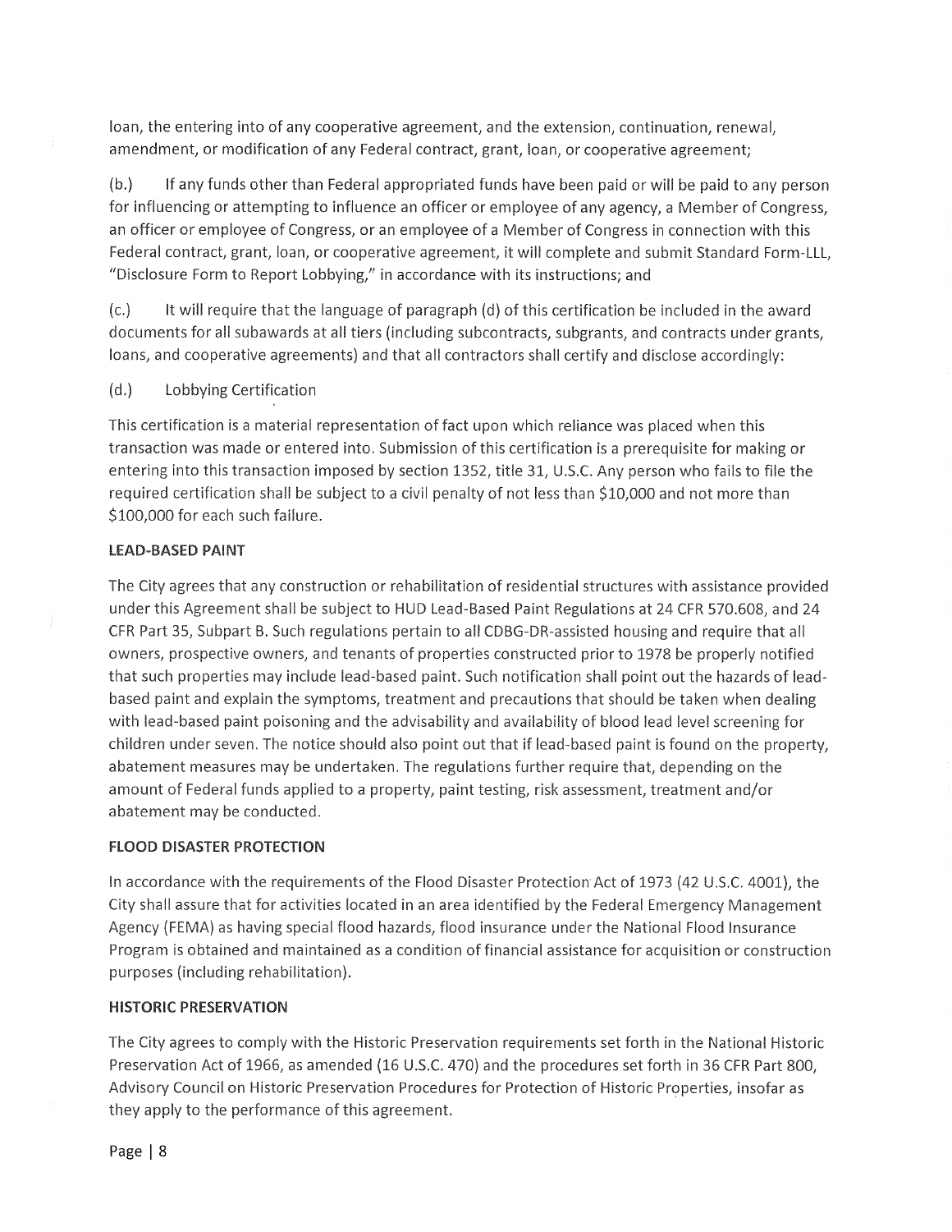loan, the entering into of any cooperative agreement, and the extension, continuation, renewal, amendment, or modification of any Federal contract, grant, loan, or cooperative agreement;

(b.) If any funds other than Federal appropriated funds have been paid or will be paid to any person for influencing or attempting to influence an officer or employee of any agency, a Member of Congress, an officer or employee of Congress, or an employee of a Member of Congress in connection with this Federal contract, grant, loan, or cooperative agreement, it will complete and submit Standard Form-LLL, "Disclosure Form to Report Lobbying," in accordance with its instructions; and

(c.) It will require that the language of paragraph (d) of this certification be included in the award documents for all subawards at all tiers (including subcontracts, subgrants, and contracts under grants, loans, and cooperative agreements) and that all contractors shall certify and disclose accordingly:

(d.) Lobbying Certification

This certification is a material representation of fact upon which reliance was placed when this transaction was made or entered into. Submission of this certification is a prerequisite for making or entering into this transaction imposed by section 1352, title 31, U.S.C. Any person who fails to file the required certification shall be subject to a civil penalty of not less than $10,000 and not more than $100,000 for each such failure.

**LEAD-BASED PAINT**

The City agrees that any construction or rehabilitation of residential structures with assistance provided under this Agreement shall be subject to HUD Lead-Based Paint Regulations at 24 CFR 570.608, and 24 CFR Part 35, Subpart B. Such regulations pertain to all CDBG-DR-assisted housing and require that all owners, prospective owners, and tenants of properties constructed prior to 1978 be properly notified that such properties may include lead-based paint. Such notification shall point out the hazards of lead-based paint and explain the symptoms, treatment and precautions that should be taken when dealing with lead-based paint poisoning and the advisability and availability of blood lead level screening for children under seven. The notice should also point out that if lead-based paint is found on the property, abatement measures may be undertaken. The regulations further require that, depending on the amount of Federal funds applied to a property, paint testing, risk assessment, treatment and/or abatement may be conducted.

**FLOOD DISASTER PROTECTION**

In accordance with the requirements of the Flood Disaster Protection Act of 1973 (42 U.S.C. 4001), the City shall assure that for activities located in an area identified by the Federal Emergency Management Agency (FEMA) as having special flood hazards, flood insurance under the National Flood Insurance Program is obtained and maintained as a condition of financial assistance for acquisition or construction purposes (including rehabilitation).

**HISTORIC PRESERVATION**

The City agrees to comply with the Historic Preservation requirements set forth in the National Historic Preservation Act of 1966, as amended (16 U.S.C. 470) and the procedures set forth in 36 CFR Part 800, Advisory Council on Historic Preservation Procedures for Protection of Historic Properties, insofar as they apply to the performance of this agreement.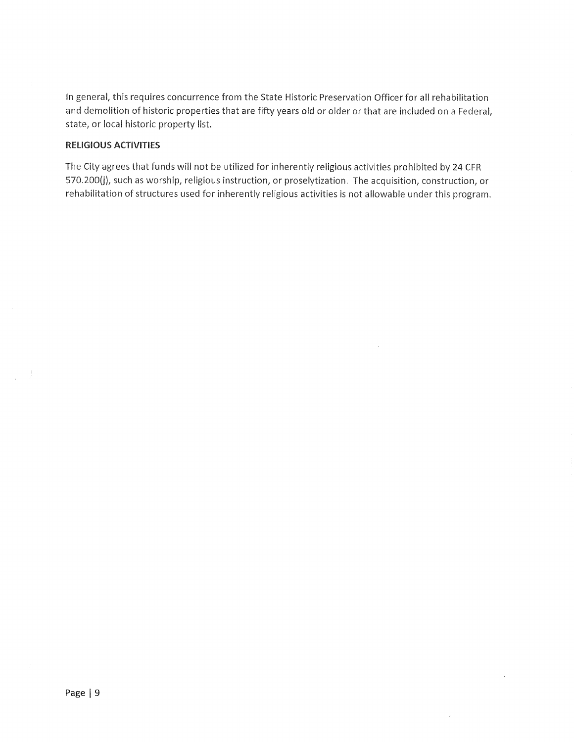In general, this requires concurrence from the State Historic Preservation Officer for all rehabilitation and demolition of historic properties that are fifty years old or older or that are included on a Federal, state, or local historic property list.

**RELIGIOUS ACTIVITIES**

The City agrees that funds will not be utilized for inherently religious activities prohibited by 24 CFR 570.200(j), such as worship, religious instruction, or proselytization. The acquisition, construction, or rehabilitation of structures used for inherently religious activities is not allowable under this program.